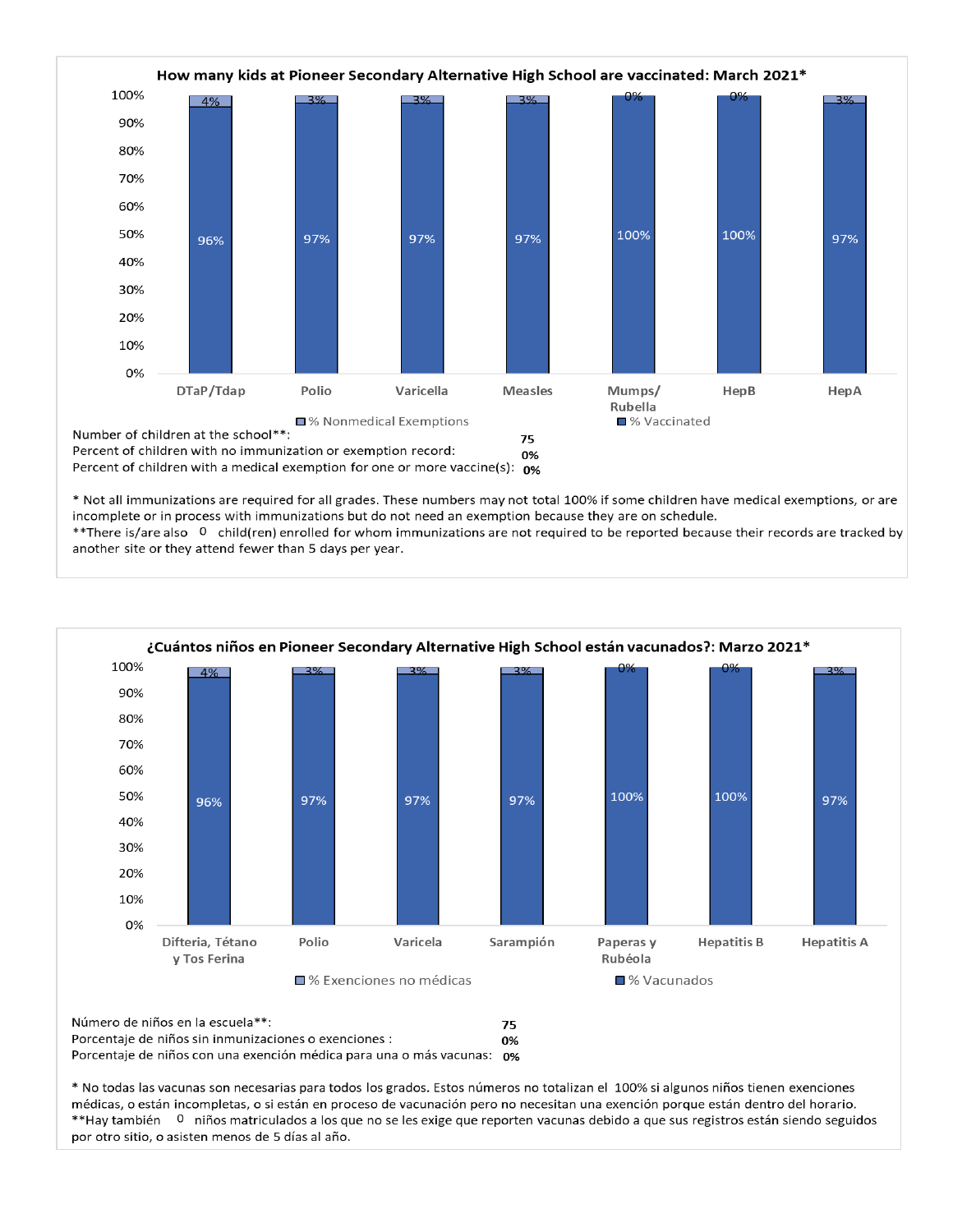## How many kids at Pioneer Secondary Alternative High School are vaccinated: March 2021*

| | DTaP/Tdap | Polio | Varicella | Measles | Mumps/ Rubella | HepB | HepA |
|---|---|---|---|---|---|---|---|
| % Vaccinated | 96% | 97% | 97% | 97% | 100% | 100% | 97% |
| % Nonmedical Exemptions | 4% | 3% | 3% | 3% | 0% | 0% | 3% |

Number of children at the school**: 75

Percent of children with no immunization or exemption record: 0%

Percent of children with a medical exemption for one or more vaccine(s): 0%

* Not all immunizations are required for all grades. These numbers may not total 100% if some children have medical exemptions, or are incomplete or in process with immunizations but do not need an exemption because they are on schedule.

**There is/are also 0 child(ren) enrolled for whom immunizations are not required to be reported because their records are tracked by another site or they attend fewer than 5 days per year.

## ¿Cuántos niños en Pioneer Secondary Alternative High School están vacunados?: Marzo 2021*

| | Difteria, Tétano y Tos Ferina | Polio | Varicela | Sarampión | Paperas y Rubéola | Hepatitis B | Hepatitis A |
|---|---|---|---|---|---|---|---|
| % Vacunados | 96% | 97% | 97% | 97% | 100% | 100% | 97% |
| % Exenciones no médicas | 4% | 3% | 3% | 3% | 0% | 0% | 3% |

Número de niños en la escuela**: 75

Porcentaje de niños sin inmunizaciones o exenciones : 0%

Porcentaje de niños con una exención médica para una o más vacunas: 0%

* No todas las vacunas son necesarias para todos los grados. Estos números no totalizan el 100% si algunos niños tienen exenciones médicas, o están incompletas, o si están en proceso de vacunación pero no necesitan una exención porque están dentro del horario.

**Hay también 0 niños matriculados a los que no se les exige que reporten vacunas debido a que sus registros están siendo seguidos por otro sitio, o asisten menos de 5 días al año.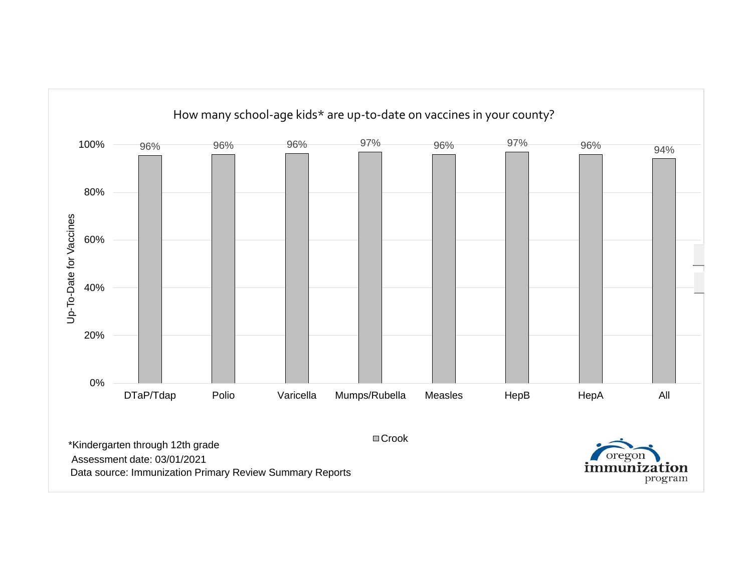## How many school-age kids* are up-to-date on vaccines in your county?

| Vaccine | Crook |
| --- | --- |
| DTaP/Tdap | 96% |
| Polio | 96% |
| Varicella | 96% |
| Mumps/Rubella | 97% |
| Measles | 96% |
| HepB | 97% |
| HepA | 96% |
| All | 94% |

Up-To-Date for Vaccines

*Kindergarten through 12th grade

Assessment date: 03/01/2021

Data source: Immunization Primary Review Summary Reports

oregon immunization program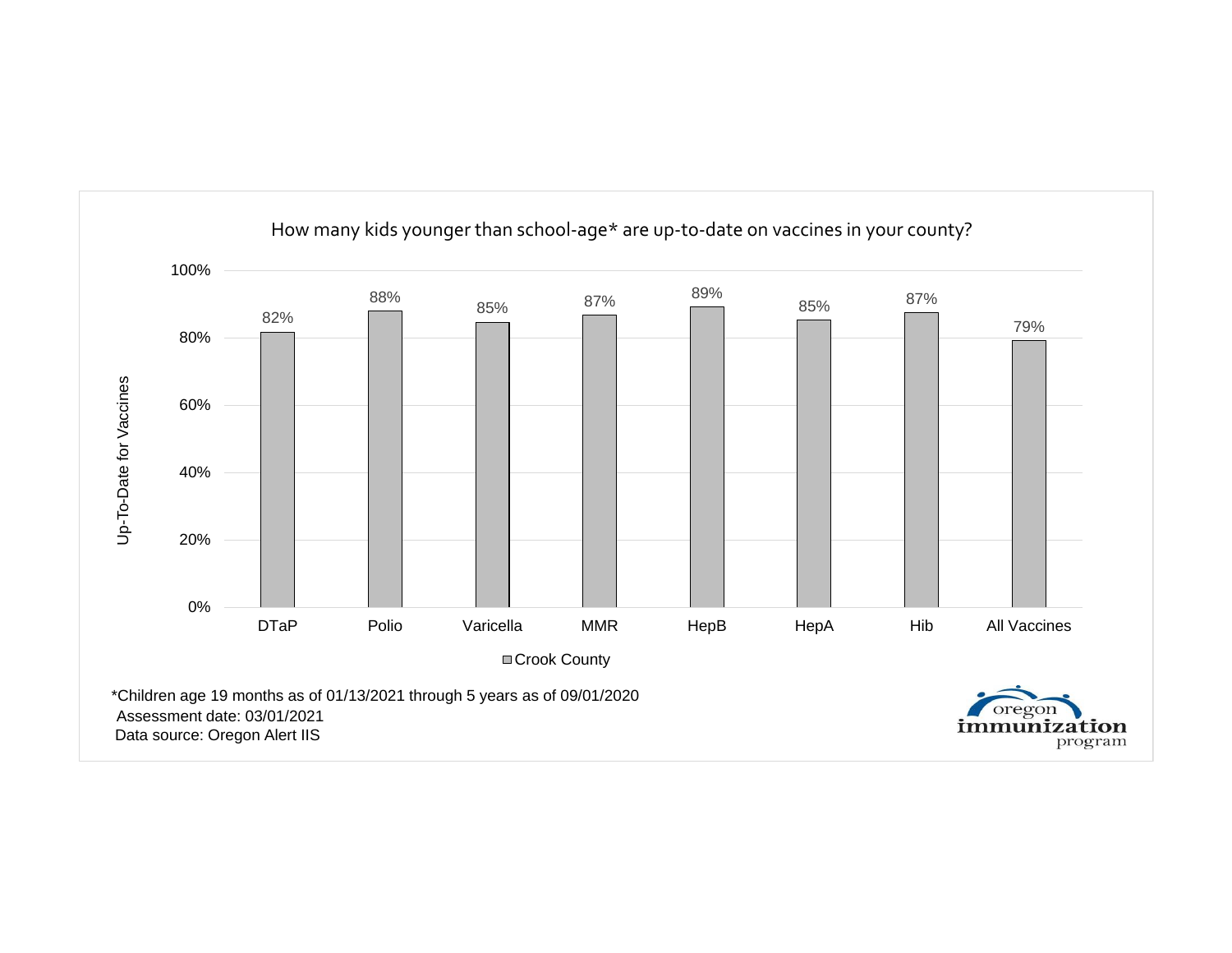## How many kids younger than school-age* are up-to-date on vaccines in your county?

| Vaccine | Crook County |
|---|---|
| DTaP | 82% |
| Polio | 88% |
| Varicella | 85% |
| MMR | 87% |
| HepB | 89% |
| HepA | 85% |
| Hib | 87% |
| All Vaccines | 79% |

*Children age 19 months as of 01/13/2021 through 5 years as of 09/01/2020
Assessment date: 03/01/2021
Data source: Oregon Alert IIS

oregon immunization program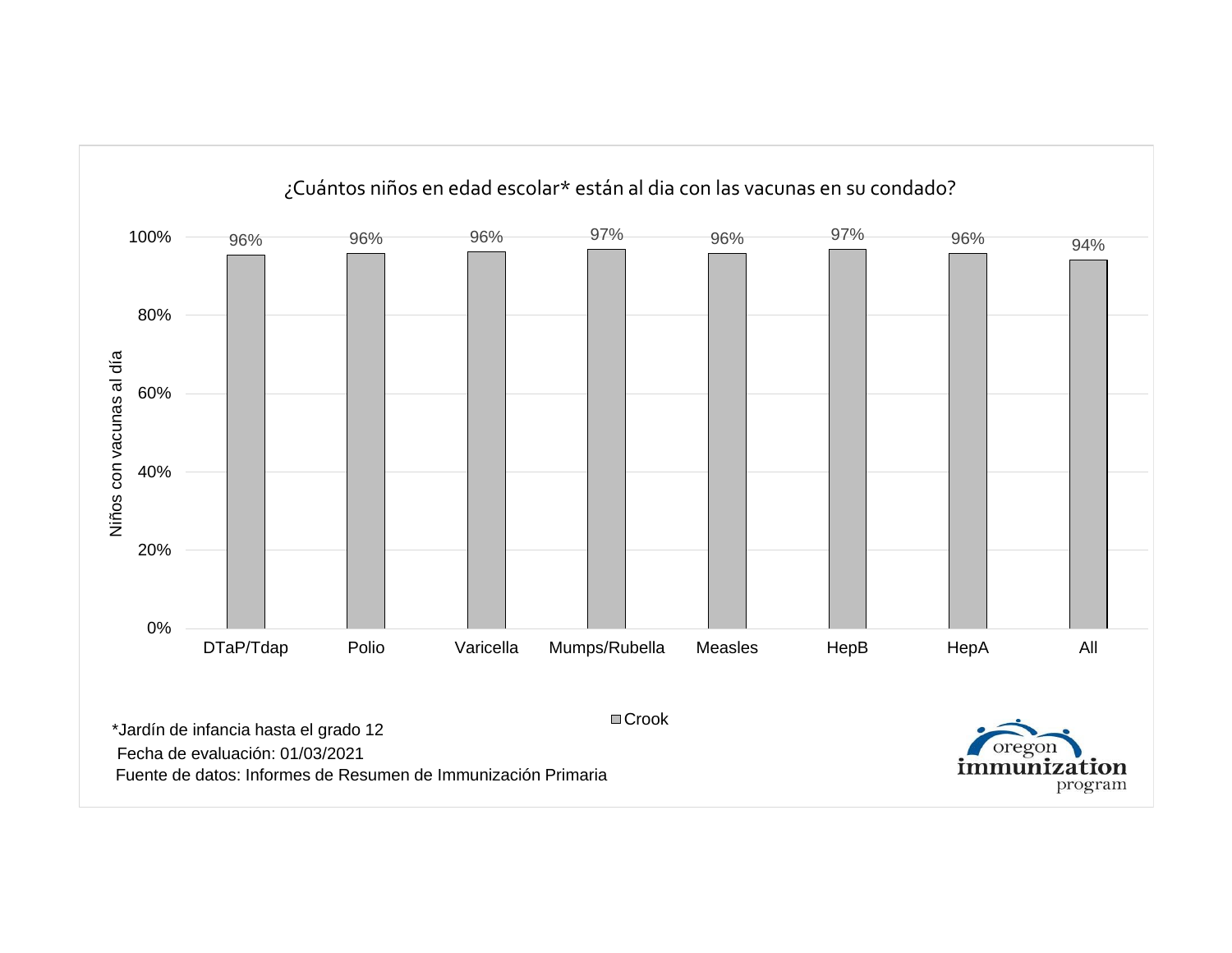## ¿Cuántos niños en edad escolar* están al dia con las vacunas en su condado?

| Vacuna | Crook |
|---|---|
| DTaP/Tdap | 96% |
| Polio | 96% |
| Varicella | 96% |
| Mumps/Rubella | 97% |
| Measles | 96% |
| HepB | 97% |
| HepA | 96% |
| All | 94% |

Eje vertical: Niños con vacunas al día (0%–100%)

*Jardín de infancia hasta el grado 12

Fecha de evaluación: 01/03/2021

Fuente de datos: Informes de Resumen de Immunización Primaria

oregon immunization program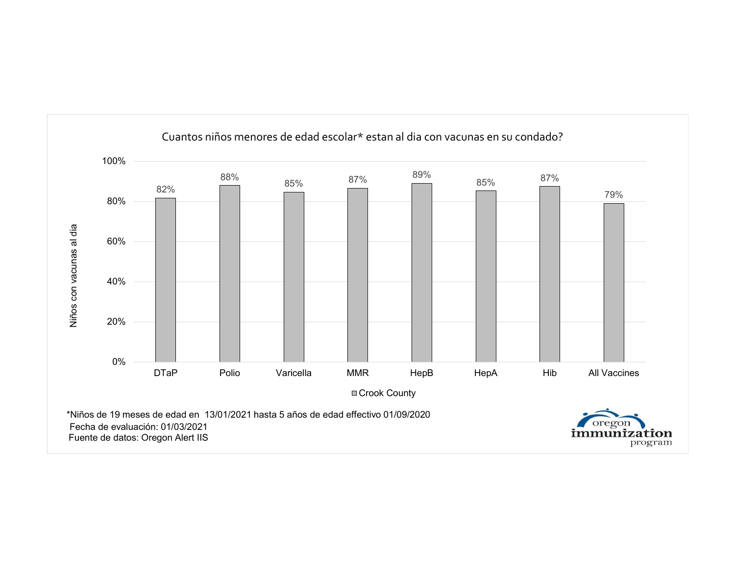Cuantos niños menores de edad escolar* estan al dia con vacunas en su condado?

Niños con vacunas al dia

100%
80%
60%
40%
20%
0%

82%
88%
85%
87%
89%
85%
87%
79%

DTaP
Polio
Varicella
MMR
HepB
HepA
Hib
All Vaccines

Crook County

*Niños de 19 meses de edad en 13/01/2021 hasta 5 años de edad effectivo 01/09/2020

Fecha de evaluación: 01/03/2021

Fuente de datos: Oregon Alert IIS

oregon immunization program